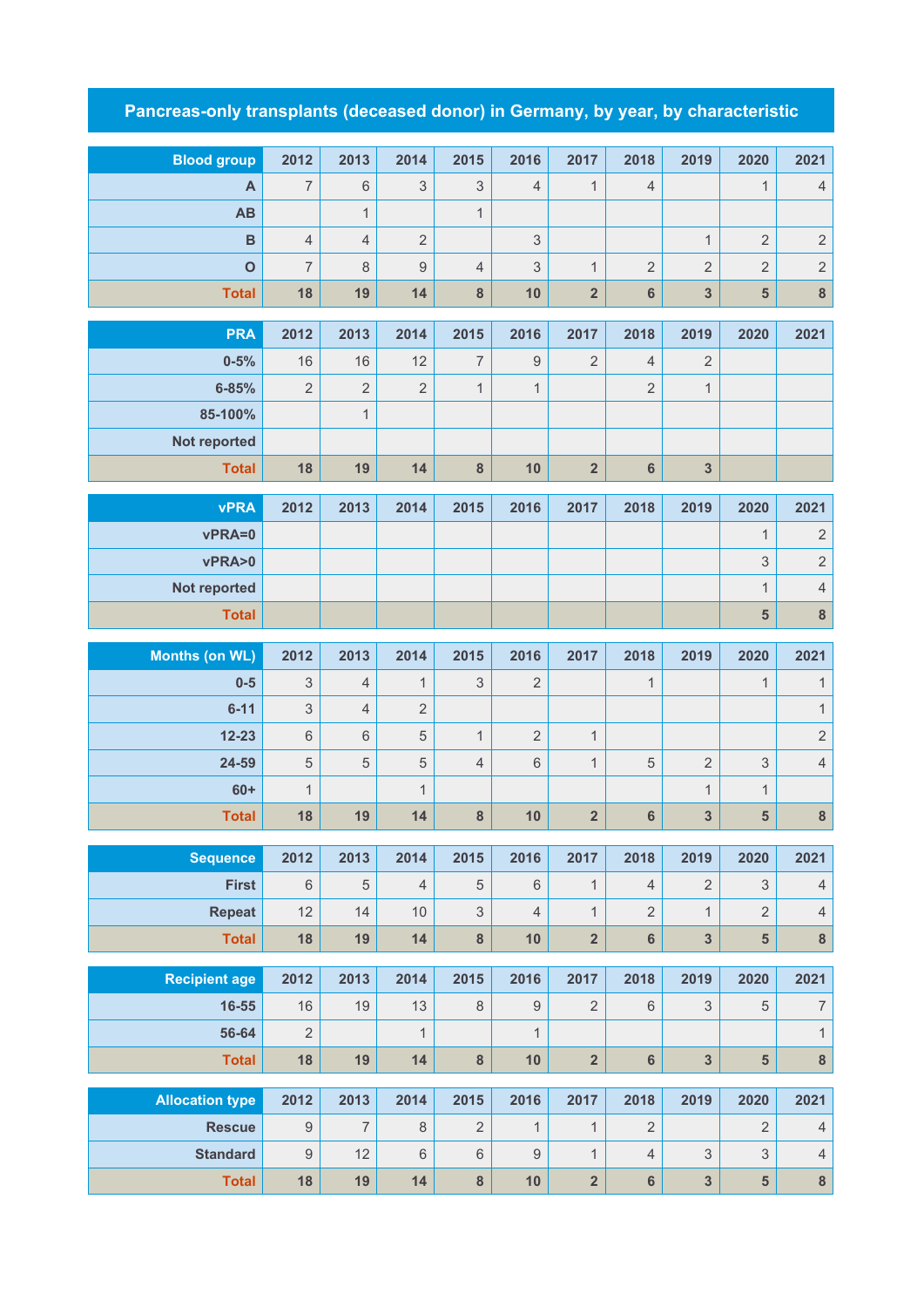# Pancreas-only transplants (deceased donor) in Germany, by year, by characteristic

| Blood group | 2012 | 2013 | 2014 | 2015 | 2016 | 2017 | 2018 | 2019 | 2020 | 2021 |
|---|---|---|---|---|---|---|---|---|---|---|
| A | 7 | 6 | 3 | 3 | 4 | 1 | 4 | | 1 | 4 |
| AB | | 1 | | 1 | | | | | | |
| B | 4 | 4 | 2 | | 3 | | | 1 | 2 | 2 |
| O | 7 | 8 | 9 | 4 | 3 | 1 | 2 | 2 | 2 | 2 |
| **Total** | **18** | **19** | **14** | **8** | **10** | **2** | **6** | **3** | **5** | **8** |

| PRA | 2012 | 2013 | 2014 | 2015 | 2016 | 2017 | 2018 | 2019 | 2020 | 2021 |
|---|---|---|---|---|---|---|---|---|---|---|
| 0-5% | 16 | 16 | 12 | 7 | 9 | 2 | 4 | 2 | | |
| 6-85% | 2 | 2 | 2 | 1 | 1 | | 2 | 1 | | |
| 85-100% | | 1 | | | | | | | | |
| Not reported | | | | | | | | | | |
| **Total** | **18** | **19** | **14** | **8** | **10** | **2** | **6** | **3** | | |

| vPRA | 2012 | 2013 | 2014 | 2015 | 2016 | 2017 | 2018 | 2019 | 2020 | 2021 |
|---|---|---|---|---|---|---|---|---|---|---|
| vPRA=0 | | | | | | | | | 1 | 2 |
| vPRA>0 | | | | | | | | | 3 | 2 |
| Not reported | | | | | | | | | 1 | 4 |
| **Total** | | | | | | | | | **5** | **8** |

| Months (on WL) | 2012 | 2013 | 2014 | 2015 | 2016 | 2017 | 2018 | 2019 | 2020 | 2021 |
|---|---|---|---|---|---|---|---|---|---|---|
| 0-5 | 3 | 4 | 1 | 3 | 2 | | 1 | | 1 | 1 |
| 6-11 | 3 | 4 | 2 | | | | | | | 1 |
| 12-23 | 6 | 6 | 5 | 1 | 2 | 1 | | | | 2 |
| 24-59 | 5 | 5 | 5 | 4 | 6 | 1 | 5 | 2 | 3 | 4 |
| 60+ | 1 | | 1 | | | | | 1 | 1 | |
| **Total** | **18** | **19** | **14** | **8** | **10** | **2** | **6** | **3** | **5** | **8** |

| Sequence | 2012 | 2013 | 2014 | 2015 | 2016 | 2017 | 2018 | 2019 | 2020 | 2021 |
|---|---|---|---|---|---|---|---|---|---|---|
| First | 6 | 5 | 4 | 5 | 6 | 1 | 4 | 2 | 3 | 4 |
| Repeat | 12 | 14 | 10 | 3 | 4 | 1 | 2 | 1 | 2 | 4 |
| **Total** | **18** | **19** | **14** | **8** | **10** | **2** | **6** | **3** | **5** | **8** |

| Recipient age | 2012 | 2013 | 2014 | 2015 | 2016 | 2017 | 2018 | 2019 | 2020 | 2021 |
|---|---|---|---|---|---|---|---|---|---|---|
| 16-55 | 16 | 19 | 13 | 8 | 9 | 2 | 6 | 3 | 5 | 7 |
| 56-64 | 2 | | 1 | | 1 | | | | | 1 |
| **Total** | **18** | **19** | **14** | **8** | **10** | **2** | **6** | **3** | **5** | **8** |

| Allocation type | 2012 | 2013 | 2014 | 2015 | 2016 | 2017 | 2018 | 2019 | 2020 | 2021 |
|---|---|---|---|---|---|---|---|---|---|---|
| Rescue | 9 | 7 | 8 | 2 | 1 | 1 | 2 | | 2 | 4 |
| Standard | 9 | 12 | 6 | 6 | 9 | 1 | 4 | 3 | 3 | 4 |
| **Total** | **18** | **19** | **14** | **8** | **10** | **2** | **6** | **3** | **5** | **8** |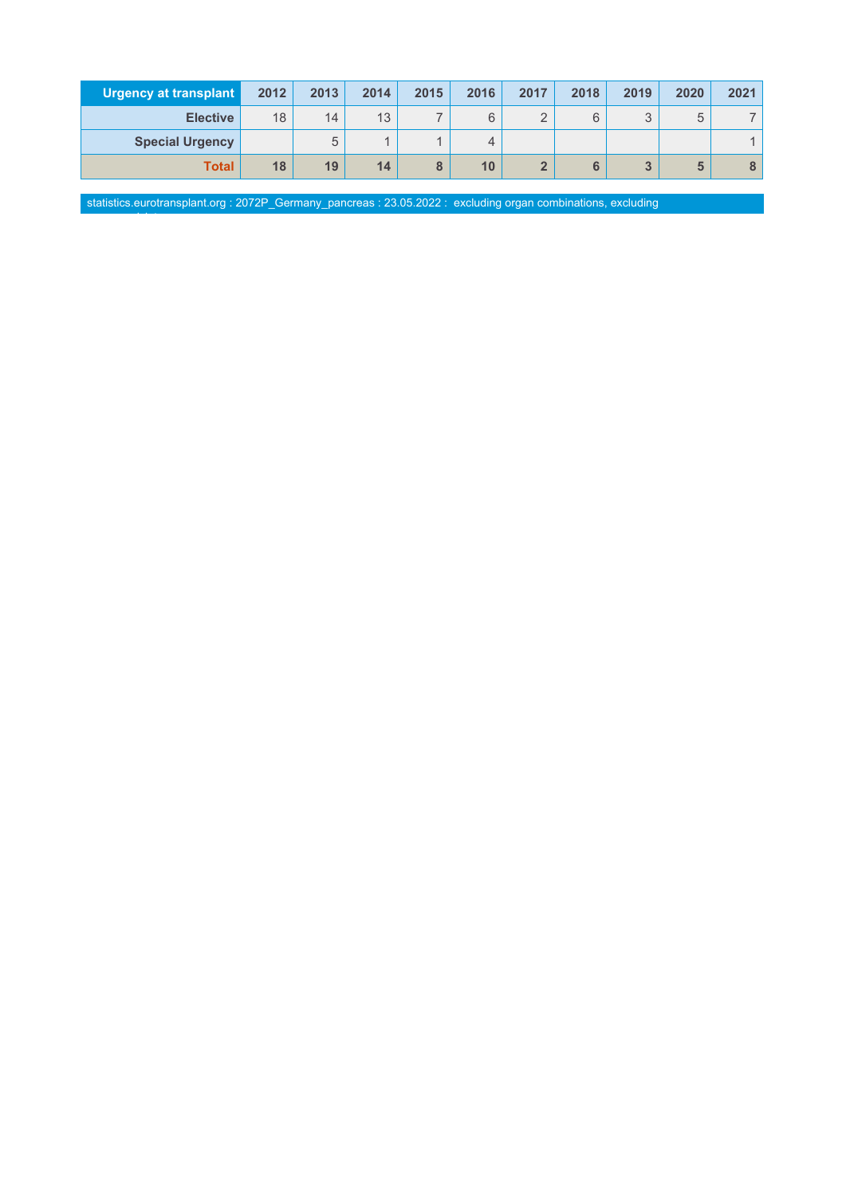| Urgency at transplant | 2012 | 2013 | 2014 | 2015 | 2016 | 2017 | 2018 | 2019 | 2020 | 2021 |
|---|---|---|---|---|---|---|---|---|---|---|
| Elective | 18 | 14 | 13 | 7 | 6 | 2 | 6 | 3 | 5 | 7 |
| Special Urgency | | 5 | 1 | 1 | 4 | | | | | 1 |
| **Total** | **18** | **19** | **14** | **8** | **10** | **2** | **6** | **3** | **5** | **8** |

statistics.eurotransplant.org : 2072P_Germany_pancreas : 23.05.2022 : excluding organ combinations, excluding